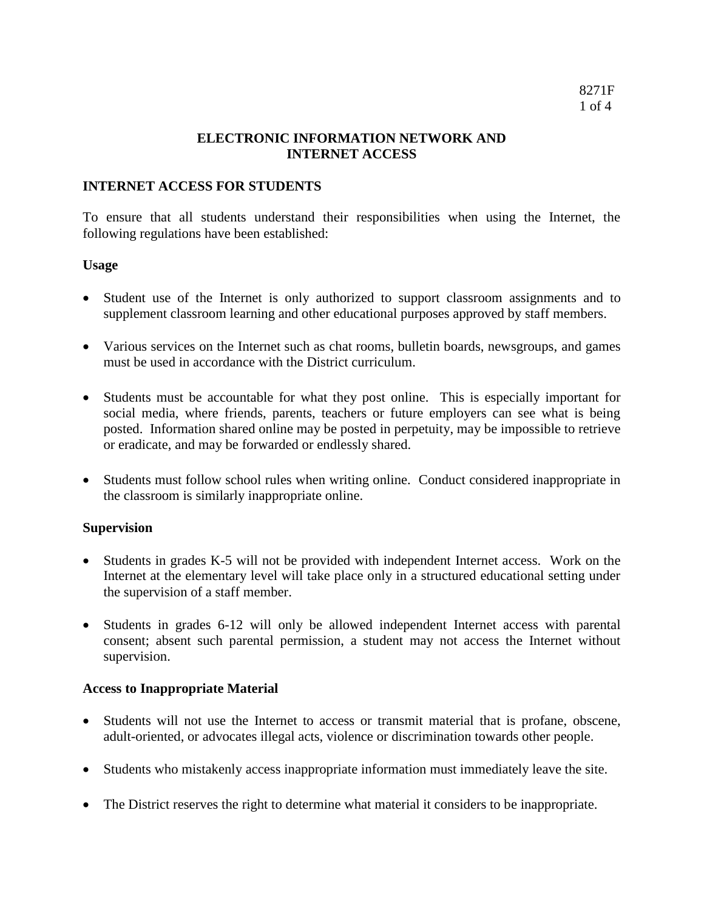# ELECTRONIC INFORMATION NETWORK AND INTERNET ACCESS

## INTERNET ACCESS FOR STUDENTS

To ensure that all students understand their responsibilities when using the Internet, the following regulations have been established:

### Usage

- Student use of the Internet is only authorized to support classroom assignments and to supplement classroom learning and other educational purposes approved by staff members.

- Various services on the Internet such as chat rooms, bulletin boards, newsgroups, and games must be used in accordance with the District curriculum.

- Students must be accountable for what they post online. This is especially important for social media, where friends, parents, teachers or future employers can see what is being posted. Information shared online may be posted in perpetuity, may be impossible to retrieve or eradicate, and may be forwarded or endlessly shared.

- Students must follow school rules when writing online. Conduct considered inappropriate in the classroom is similarly inappropriate online.

### Supervision

- Students in grades K-5 will not be provided with independent Internet access. Work on the Internet at the elementary level will take place only in a structured educational setting under the supervision of a staff member.

- Students in grades 6-12 will only be allowed independent Internet access with parental consent; absent such parental permission, a student may not access the Internet without supervision.

### Access to Inappropriate Material

- Students will not use the Internet to access or transmit material that is profane, obscene, adult-oriented, or advocates illegal acts, violence or discrimination towards other people.

- Students who mistakenly access inappropriate information must immediately leave the site.

- The District reserves the right to determine what material it considers to be inappropriate.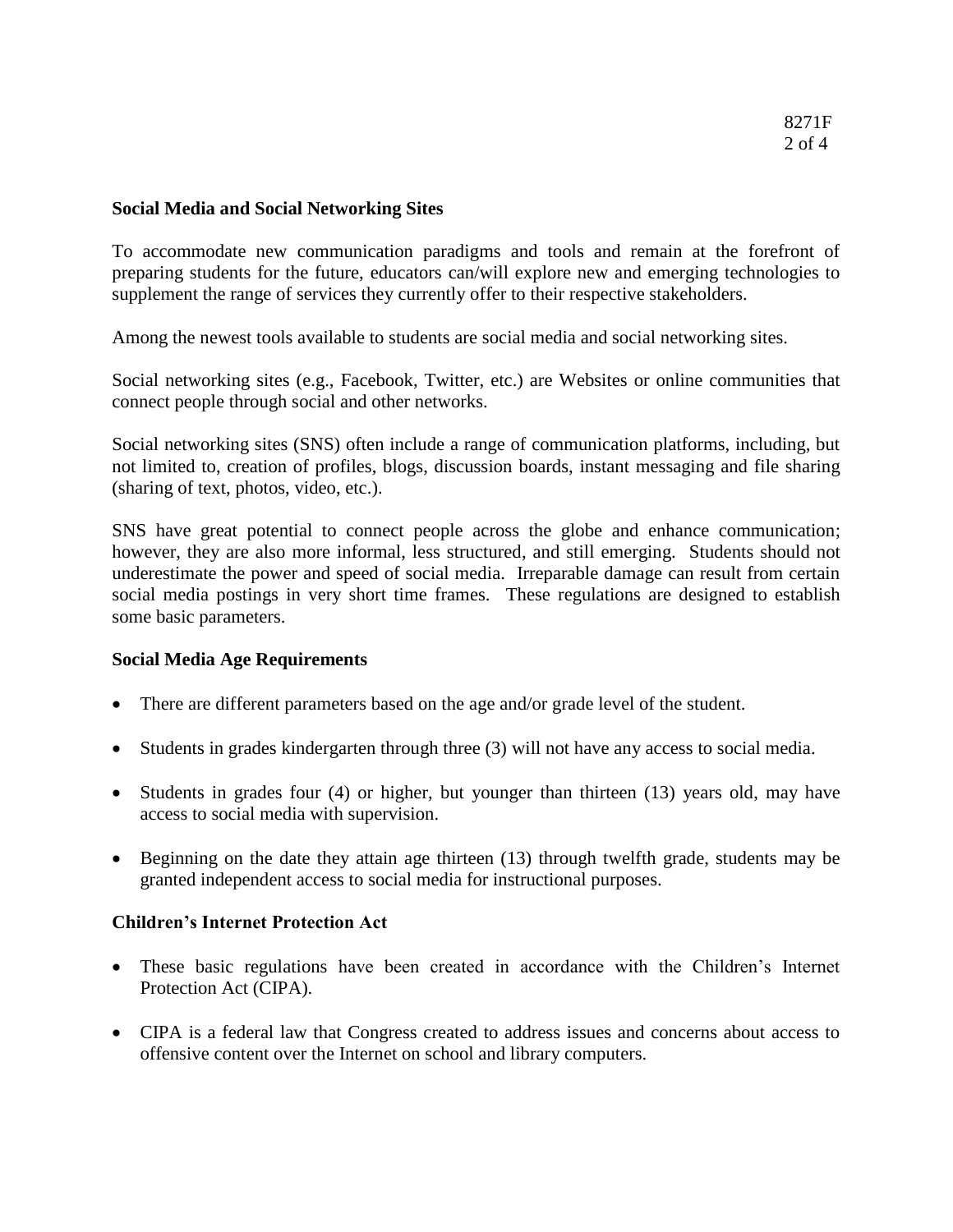## Social Media and Social Networking Sites

To accommodate new communication paradigms and tools and remain at the forefront of preparing students for the future, educators can/will explore new and emerging technologies to supplement the range of services they currently offer to their respective stakeholders.

Among the newest tools available to students are social media and social networking sites.

Social networking sites (e.g., Facebook, Twitter, etc.) are Websites or online communities that connect people through social and other networks.

Social networking sites (SNS) often include a range of communication platforms, including, but not limited to, creation of profiles, blogs, discussion boards, instant messaging and file sharing (sharing of text, photos, video, etc.).

SNS have great potential to connect people across the globe and enhance communication; however, they are also more informal, less structured, and still emerging. Students should not underestimate the power and speed of social media. Irreparable damage can result from certain social media postings in very short time frames. These regulations are designed to establish some basic parameters.

## Social Media Age Requirements

- There are different parameters based on the age and/or grade level of the student.
- Students in grades kindergarten through three (3) will not have any access to social media.
- Students in grades four (4) or higher, but younger than thirteen (13) years old, may have access to social media with supervision.
- Beginning on the date they attain age thirteen (13) through twelfth grade, students may be granted independent access to social media for instructional purposes.

## Children's Internet Protection Act

- These basic regulations have been created in accordance with the Children's Internet Protection Act (CIPA).
- CIPA is a federal law that Congress created to address issues and concerns about access to offensive content over the Internet on school and library computers.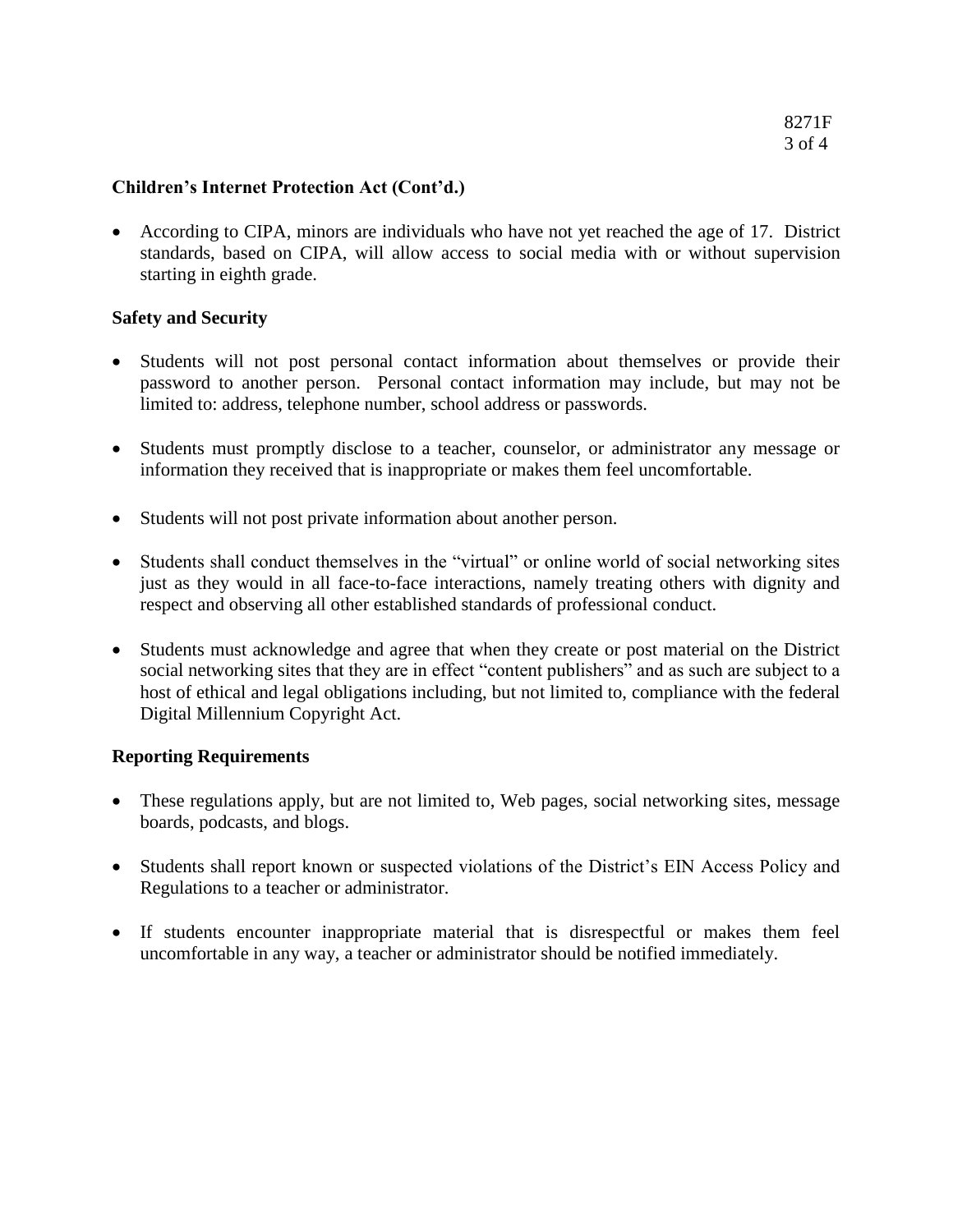**Children's Internet Protection Act (Cont'd.)**

- According to CIPA, minors are individuals who have not yet reached the age of 17. District standards, based on CIPA, will allow access to social media with or without supervision starting in eighth grade.

**Safety and Security**

- Students will not post personal contact information about themselves or provide their password to another person. Personal contact information may include, but may not be limited to: address, telephone number, school address or passwords.

- Students must promptly disclose to a teacher, counselor, or administrator any message or information they received that is inappropriate or makes them feel uncomfortable.

- Students will not post private information about another person.

- Students shall conduct themselves in the "virtual" or online world of social networking sites just as they would in all face-to-face interactions, namely treating others with dignity and respect and observing all other established standards of professional conduct.

- Students must acknowledge and agree that when they create or post material on the District social networking sites that they are in effect "content publishers" and as such are subject to a host of ethical and legal obligations including, but not limited to, compliance with the federal Digital Millennium Copyright Act.

**Reporting Requirements**

- These regulations apply, but are not limited to, Web pages, social networking sites, message boards, podcasts, and blogs.

- Students shall report known or suspected violations of the District's EIN Access Policy and Regulations to a teacher or administrator.

- If students encounter inappropriate material that is disrespectful or makes them feel uncomfortable in any way, a teacher or administrator should be notified immediately.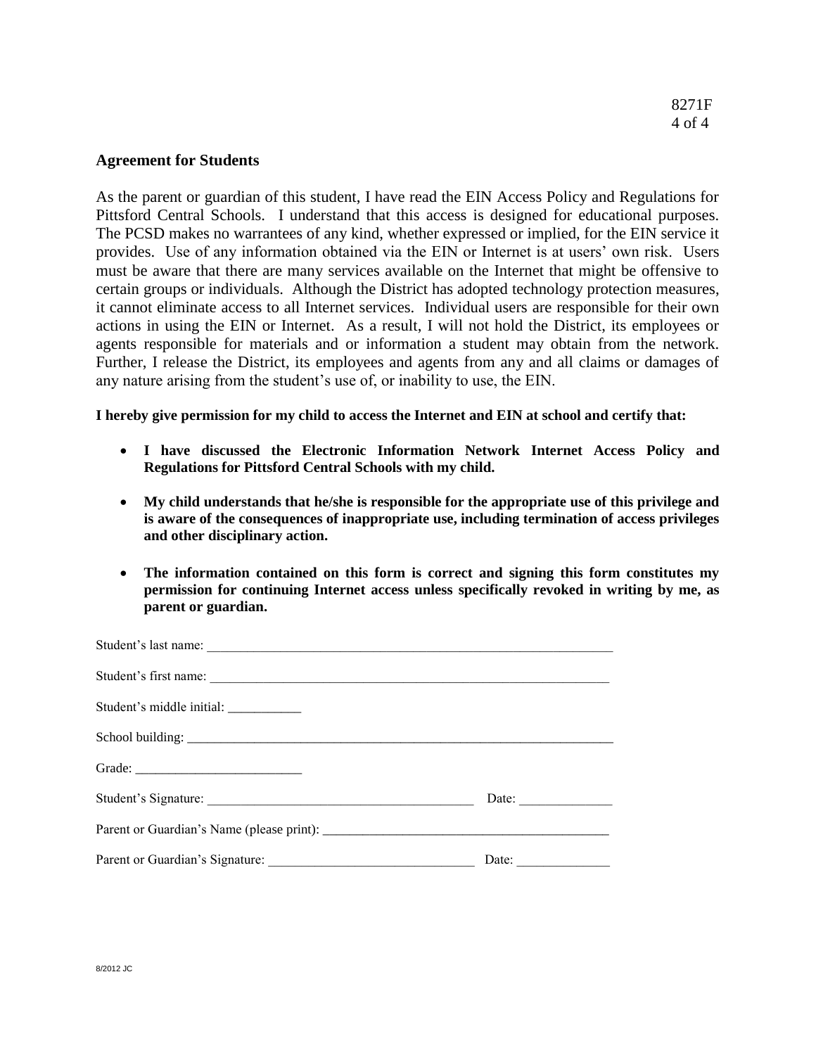## Agreement for Students

As the parent or guardian of this student, I have read the EIN Access Policy and Regulations for Pittsford Central Schools. I understand that this access is designed for educational purposes. The PCSD makes no warrantees of any kind, whether expressed or implied, for the EIN service it provides. Use of any information obtained via the EIN or Internet is at users' own risk. Users must be aware that there are many services available on the Internet that might be offensive to certain groups or individuals. Although the District has adopted technology protection measures, it cannot eliminate access to all Internet services. Individual users are responsible for their own actions in using the EIN or Internet. As a result, I will not hold the District, its employees or agents responsible for materials and or information a student may obtain from the network. Further, I release the District, its employees and agents from any and all claims or damages of any nature arising from the student's use of, or inability to use, the EIN.

**I hereby give permission for my child to access the Internet and EIN at school and certify that:**

- **I have discussed the Electronic Information Network Internet Access Policy and Regulations for Pittsford Central Schools with my child.**
- **My child understands that he/she is responsible for the appropriate use of this privilege and is aware of the consequences of inappropriate use, including termination of access privileges and other disciplinary action.**
- **The information contained on this form is correct and signing this form constitutes my permission for continuing Internet access unless specifically revoked in writing by me, as parent or guardian.**

Student's last name: ____________________________________________________________

Student's first name: ___________________________________________________________

Student's middle initial: ___________

School building: ________________________________________________________________

Grade: _________________________

Student's Signature: ________________________________________ Date: ______________

Parent or Guardian's Name (please print): ____________________________________________

Parent or Guardian's Signature: _______________________________ Date: ______________

8/2012 JC